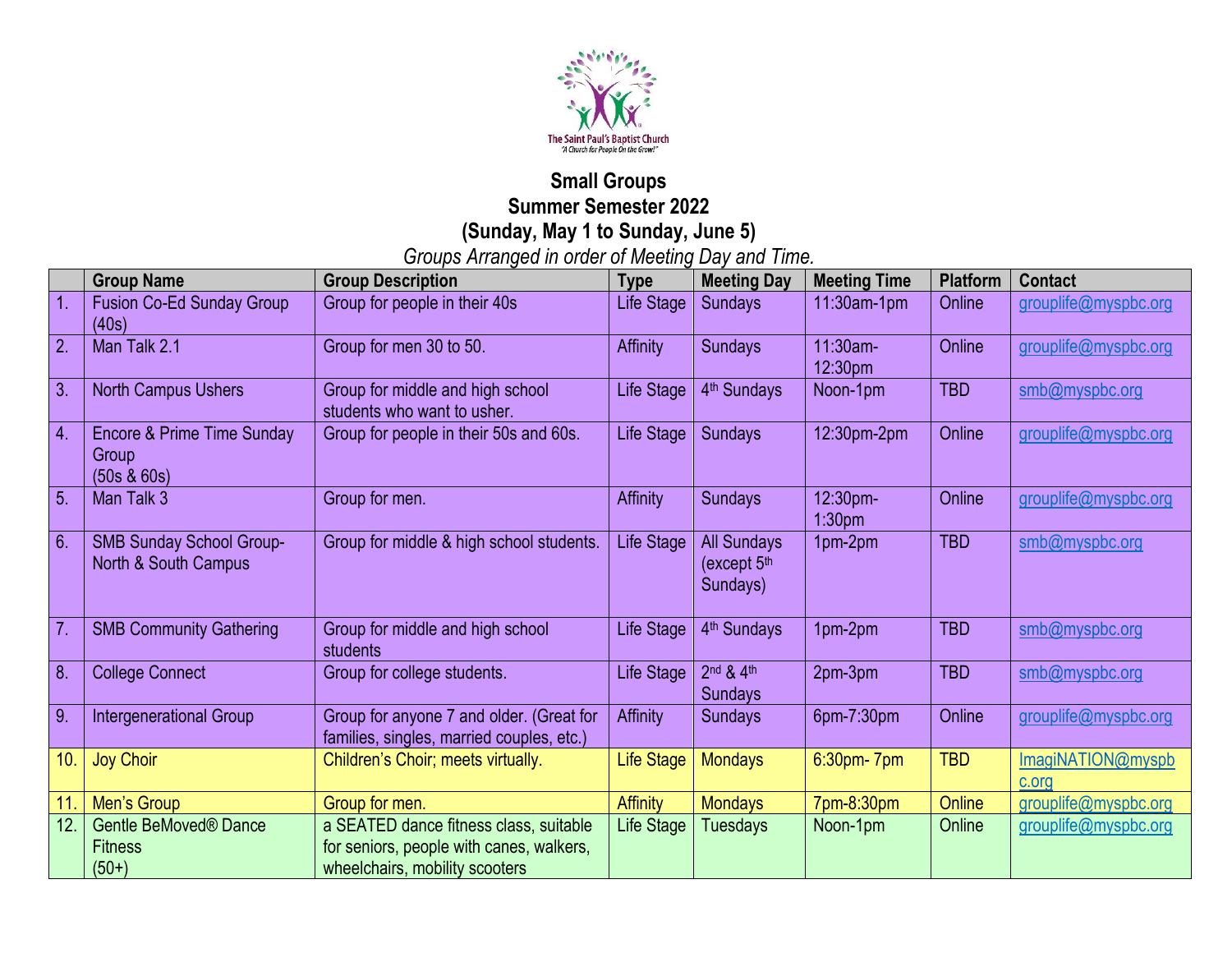The Saint Paul's Baptist Church
"A Church for People On the Grow!"

# Small Groups
## Summer Semester 2022
## (Sunday, May 1 to Sunday, June 5)

*Groups Arranged in order of Meeting Day and Time.*

| | Group Name | Group Description | Type | Meeting Day | Meeting Time | Platform | Contact |
|---|---|---|---|---|---|---|---|
| 1. | Fusion Co-Ed Sunday Group (40s) | Group for people in their 40s | Life Stage | Sundays | 11:30am-1pm | Online | grouplife@myspbc.org |
| 2. | Man Talk 2.1 | Group for men 30 to 50. | Affinity | Sundays | 11:30am-12:30pm | Online | grouplife@myspbc.org |
| 3. | North Campus Ushers | Group for middle and high school students who want to usher. | Life Stage | 4th Sundays | Noon-1pm | TBD | smb@myspbc.org |
| 4. | Encore & Prime Time Sunday Group (50s & 60s) | Group for people in their 50s and 60s. | Life Stage | Sundays | 12:30pm-2pm | Online | grouplife@myspbc.org |
| 5. | Man Talk 3 | Group for men. | Affinity | Sundays | 12:30pm-1:30pm | Online | grouplife@myspbc.org |
| 6. | SMB Sunday School Group-North & South Campus | Group for middle & high school students. | Life Stage | All Sundays (except 5th Sundays) | 1pm-2pm | TBD | smb@myspbc.org |
| 7. | SMB Community Gathering | Group for middle and high school students | Life Stage | 4th Sundays | 1pm-2pm | TBD | smb@myspbc.org |
| 8. | College Connect | Group for college students. | Life Stage | 2nd & 4th Sundays | 2pm-3pm | TBD | smb@myspbc.org |
| 9. | Intergenerational Group | Group for anyone 7 and older. (Great for families, singles, married couples, etc.) | Affinity | Sundays | 6pm-7:30pm | Online | grouplife@myspbc.org |
| 10. | Joy Choir | Children's Choir; meets virtually. | Life Stage | Mondays | 6:30pm- 7pm | TBD | ImagiNATION@myspbc.org |
| 11. | Men's Group | Group for men. | Affinity | Mondays | 7pm-8:30pm | Online | grouplife@myspbc.org |
| 12. | Gentle BeMoved® Dance Fitness (50+) | a SEATED dance fitness class, suitable for seniors, people with canes, walkers, wheelchairs, mobility scooters | Life Stage | Tuesdays | Noon-1pm | Online | grouplife@myspbc.org |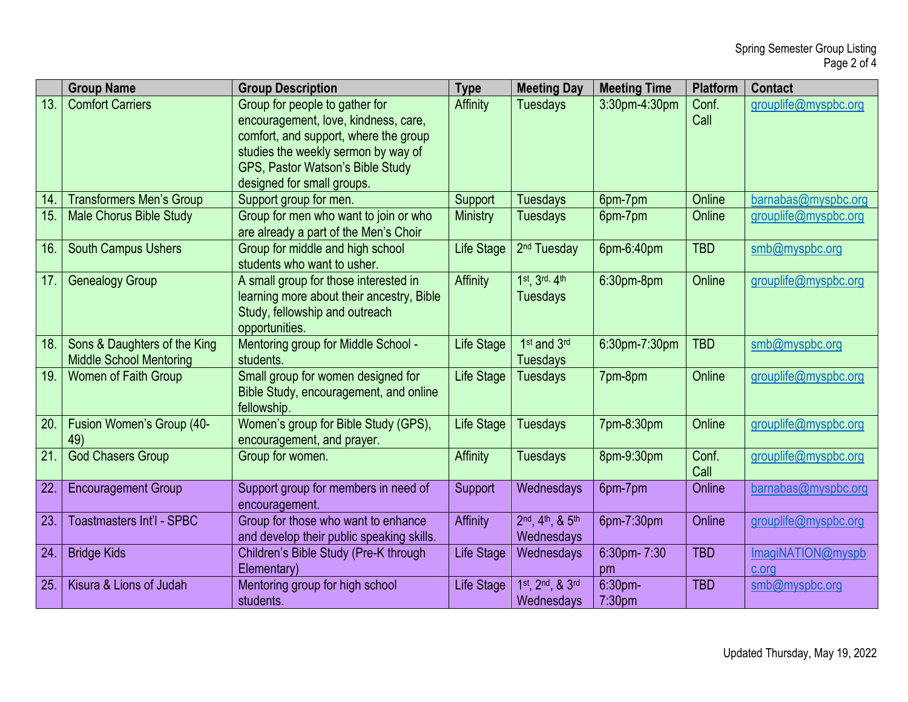|  | Group Name | Group Description | Type | Meeting Day | Meeting Time | Platform | Contact |
|---|---|---|---|---|---|---|---|
| 13. | Comfort Carriers | Group for people to gather for encouragement, love, kindness, care, comfort, and support, where the group studies the weekly sermon by way of GPS, Pastor Watson's Bible Study designed for small groups. | Affinity | Tuesdays | 3:30pm-4:30pm | Conf. Call | grouplife@myspbc.org |
| 14. | Transformers Men's Group | Support group for men. | Support | Tuesdays | 6pm-7pm | Online | barnabas@myspbc.org |
| 15. | Male Chorus Bible Study | Group for men who want to join or who are already a part of the Men's Choir | Ministry | Tuesdays | 6pm-7pm | Online | grouplife@myspbc.org |
| 16. | South Campus Ushers | Group for middle and high school students who want to usher. | Life Stage | 2nd Tuesday | 6pm-6:40pm | TBD | smb@myspbc.org |
| 17. | Genealogy Group | A small group for those interested in learning more about their ancestry, Bible Study, fellowship and outreach opportunities. | Affinity | 1st, 3rd, 4th Tuesdays | 6:30pm-8pm | Online | grouplife@myspbc.org |
| 18. | Sons & Daughters of the King Middle School Mentoring | Mentoring group for Middle School - students. | Life Stage | 1st and 3rd Tuesdays | 6:30pm-7:30pm | TBD | smb@myspbc.org |
| 19. | Women of Faith Group | Small group for women designed for Bible Study, encouragement, and online fellowship. | Life Stage | Tuesdays | 7pm-8pm | Online | grouplife@myspbc.org |
| 20. | Fusion Women's Group (40-49) | Women's group for Bible Study (GPS), encouragement, and prayer. | Life Stage | Tuesdays | 7pm-8:30pm | Online | grouplife@myspbc.org |
| 21. | God Chasers Group | Group for women. | Affinity | Tuesdays | 8pm-9:30pm | Conf. Call | grouplife@myspbc.org |
| 22. | Encouragement Group | Support group for members in need of encouragement. | Support | Wednesdays | 6pm-7pm | Online | barnabas@myspbc.org |
| 23. | Toastmasters Int'l - SPBC | Group for those who want to enhance and develop their public speaking skills. | Affinity | 2nd, 4th, & 5th Wednesdays | 6pm-7:30pm | Online | grouplife@myspbc.org |
| 24. | Bridge Kids | Children's Bible Study (Pre-K through Elementary) | Life Stage | Wednesdays | 6:30pm- 7:30 pm | TBD | ImagiNATION@myspbc.org |
| 25. | Kisura & Lions of Judah | Mentoring group for high school students. | Life Stage | 1st, 2nd, & 3rd Wednesdays | 6:30pm-7:30pm | TBD | smb@myspbc.org |

Updated Thursday, May 19, 2022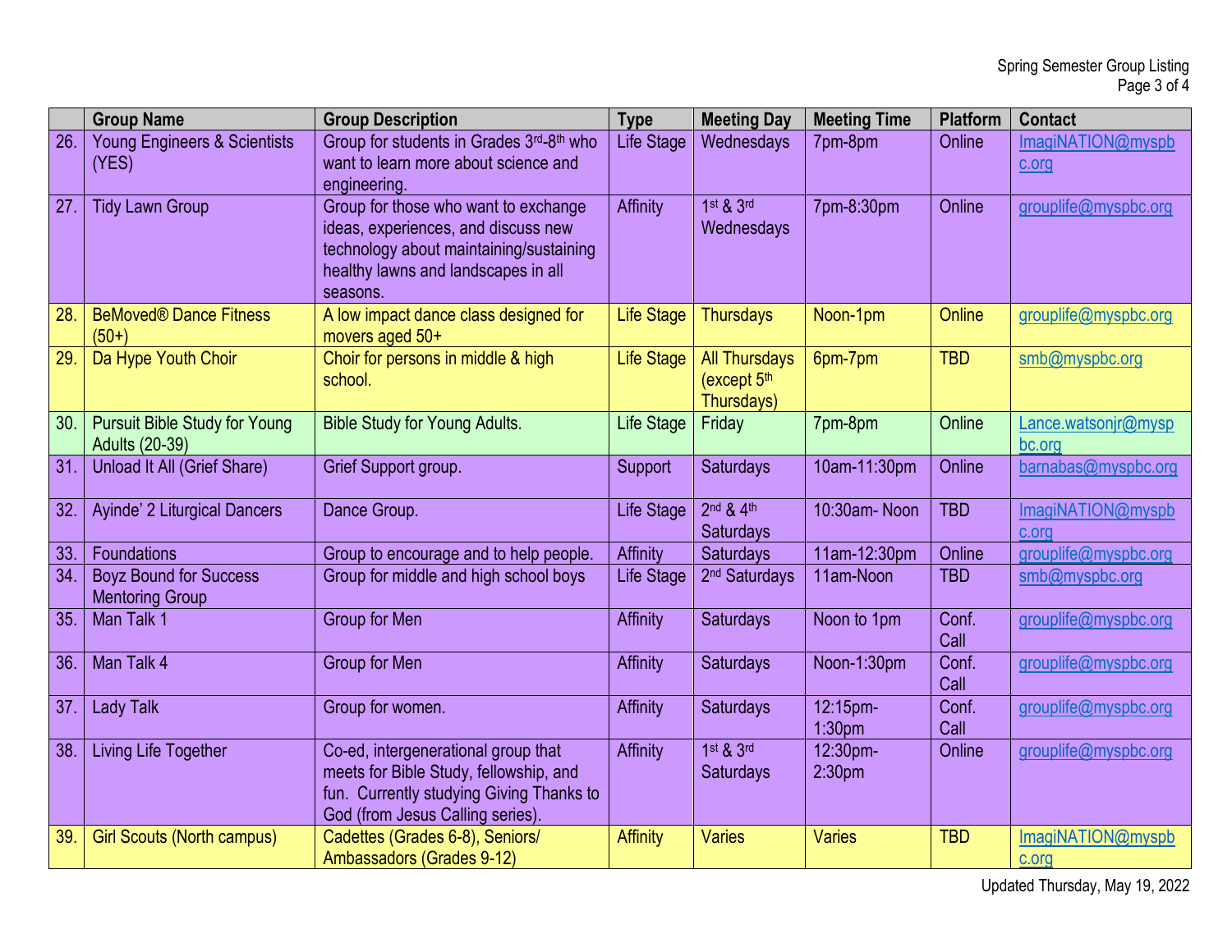| | Group Name | Group Description | Type | Meeting Day | Meeting Time | Platform | Contact |
|---|---|---|---|---|---|---|---|
| 26. | Young Engineers & Scientists (YES) | Group for students in Grades 3rd-8th who want to learn more about science and engineering. | Life Stage | Wednesdays | 7pm-8pm | Online | ImagiNATION@myspbc.org |
| 27. | Tidy Lawn Group | Group for those who want to exchange ideas, experiences, and discuss new technology about maintaining/sustaining healthy lawns and landscapes in all seasons. | Affinity | 1st & 3rd Wednesdays | 7pm-8:30pm | Online | grouplife@myspbc.org |
| 28. | BeMoved® Dance Fitness (50+) | A low impact dance class designed for movers aged 50+ | Life Stage | Thursdays | Noon-1pm | Online | grouplife@myspbc.org |
| 29. | Da Hype Youth Choir | Choir for persons in middle & high school. | Life Stage | All Thursdays (except 5th Thursdays) | 6pm-7pm | TBD | smb@myspbc.org |
| 30. | Pursuit Bible Study for Young Adults (20-39) | Bible Study for Young Adults. | Life Stage | Friday | 7pm-8pm | Online | Lance.watsonjr@myspbc.org |
| 31. | Unload It All (Grief Share) | Grief Support group. | Support | Saturdays | 10am-11:30pm | Online | barnabas@myspbc.org |
| 32. | Ayinde' 2 Liturgical Dancers | Dance Group. | Life Stage | 2nd & 4th Saturdays | 10:30am- Noon | TBD | ImagiNATION@myspbc.org |
| 33. | Foundations | Group to encourage and to help people. | Affinity | Saturdays | 11am-12:30pm | Online | grouplife@myspbc.org |
| 34. | Boyz Bound for Success Mentoring Group | Group for middle and high school boys | Life Stage | 2nd Saturdays | 11am-Noon | TBD | smb@myspbc.org |
| 35. | Man Talk 1 | Group for Men | Affinity | Saturdays | Noon to 1pm | Conf. Call | grouplife@myspbc.org |
| 36. | Man Talk 4 | Group for Men | Affinity | Saturdays | Noon-1:30pm | Conf. Call | grouplife@myspbc.org |
| 37. | Lady Talk | Group for women. | Affinity | Saturdays | 12:15pm-1:30pm | Conf. Call | grouplife@myspbc.org |
| 38. | Living Life Together | Co-ed, intergenerational group that meets for Bible Study, fellowship, and fun. Currently studying Giving Thanks to God (from Jesus Calling series). | Affinity | 1st & 3rd Saturdays | 12:30pm-2:30pm | Online | grouplife@myspbc.org |
| 39. | Girl Scouts (North campus) | Cadettes (Grades 6-8), Seniors/ Ambassadors (Grades 9-12) | Affinity | Varies | Varies | TBD | ImagiNATION@myspbc.org |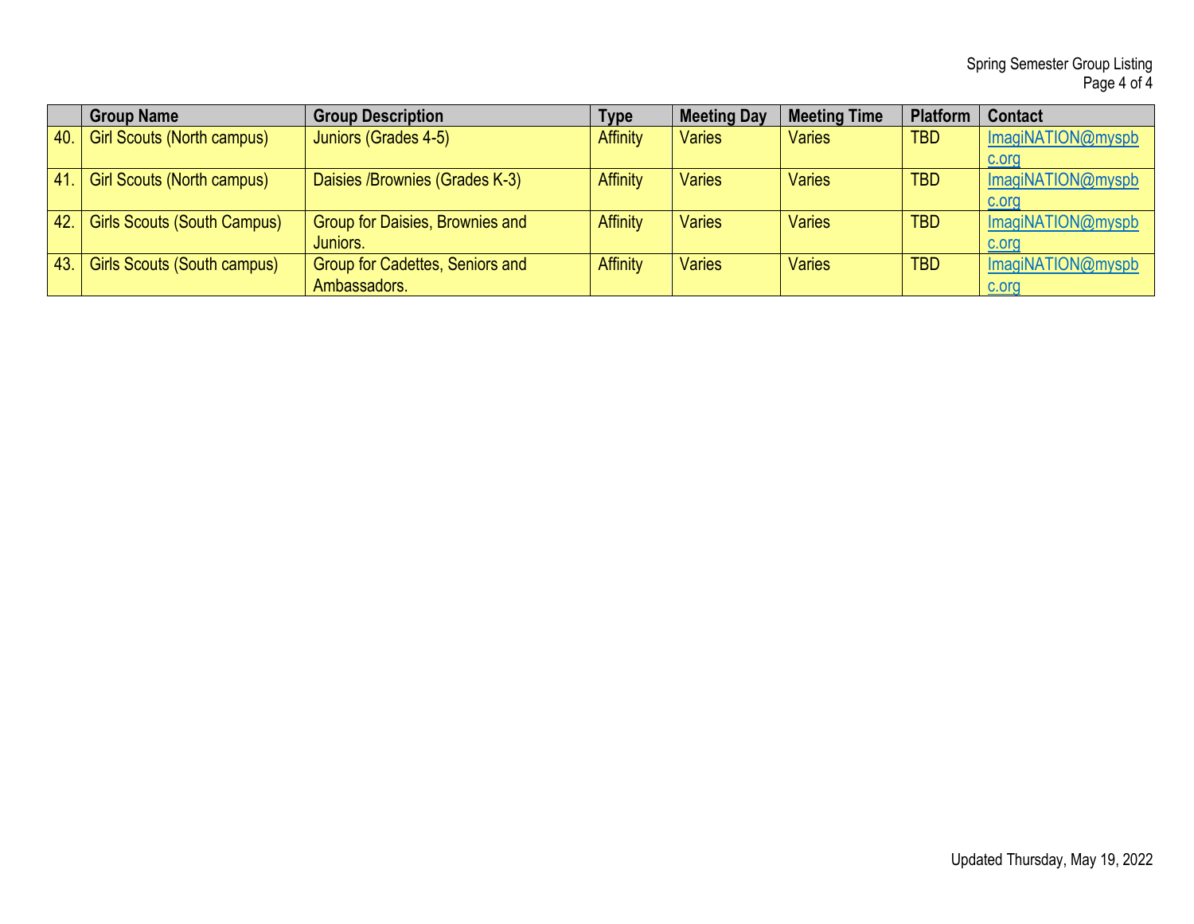| | Group Name | Group Description | Type | Meeting Day | Meeting Time | Platform | Contact |
|---|---|---|---|---|---|---|---|
| 40. | Girl Scouts (North campus) | Juniors (Grades 4-5) | Affinity | Varies | Varies | TBD | ImagiNATION@myspbc.org |
| 41. | Girl Scouts (North campus) | Daisies /Brownies (Grades K-3) | Affinity | Varies | Varies | TBD | ImagiNATION@myspbc.org |
| 42. | Girls Scouts (South Campus) | Group for Daisies, Brownies and Juniors. | Affinity | Varies | Varies | TBD | ImagiNATION@myspbc.org |
| 43. | Girls Scouts (South campus) | Group for Cadettes, Seniors and Ambassadors. | Affinity | Varies | Varies | TBD | ImagiNATION@myspbc.org |